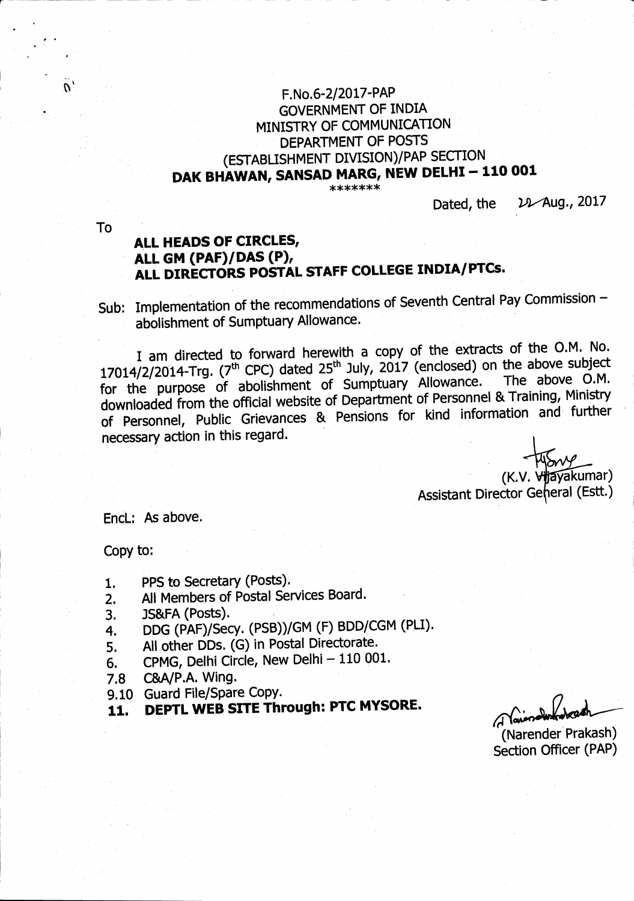F.No.6-2/2017-PAP
GOVERNMENT OF INDIA
MINISTRY OF COMMUNICATION
DEPARTMENT OF POSTS
(ESTABLISHMENT DIVISION)/PAP SECTION
**DAK BHAWAN, SANSAD MARG, NEW DELHI – 110 001**
\*\*\*\*\*\*\*

Dated, the 22 Aug., 2017

To

**ALL HEADS OF CIRCLES,**
**ALL GM (PAF)/DAS (P),**
**ALL DIRECTORS POSTAL STAFF COLLEGE INDIA/PTCs.**

Sub: Implementation of the recommendations of Seventh Central Pay Commission – abolishment of Sumptuary Allowance.

I am directed to forward herewith a copy of the extracts of the O.M. No. 17014/2/2014-Trg. (7th CPC) dated 25th July, 2017 (enclosed) on the above subject for the purpose of abolishment of Sumptuary Allowance. The above O.M. downloaded from the official website of Department of Personnel & Training, Ministry of Personnel, Public Grievances & Pensions for kind information and further necessary action in this regard.

(K.V. Vijayakumar)
Assistant Director General (Estt.)

Encl: As above.

Copy to:

1. PPS to Secretary (Posts).
2. All Members of Postal Services Board.
3. JS&FA (Posts).
4. DDG (PAF)/Secy. (PSB))/GM (F) BDD/CGM (PLI).
5. All other DDs. (G) in Postal Directorate.
6. CPMG, Delhi Circle, New Delhi – 110 001.

7.8 C&A/P.A. Wing.

9.10 Guard File/Spare Copy.

**11. DEPTL WEB SITE Through: PTC MYSORE.**

(Narender Prakash)
Section Officer (PAP)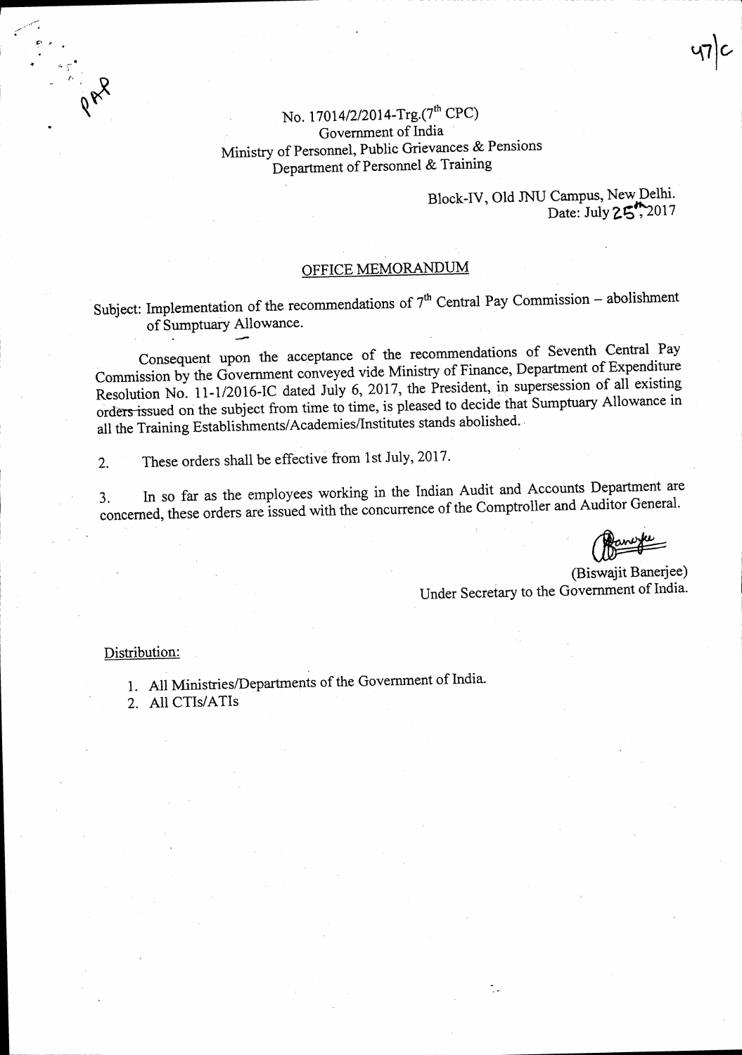No. 17014/2/2014-Trg.(7th CPC)
Government of India
Ministry of Personnel, Public Grievances & Pensions
Department of Personnel & Training

Block-IV, Old JNU Campus, New Delhi.
Date: July 25th, 2017

## OFFICE MEMORANDUM

Subject: Implementation of the recommendations of 7th Central Pay Commission – abolishment of Sumptuary Allowance.

Consequent upon the acceptance of the recommendations of Seventh Central Pay Commission by the Government conveyed vide Ministry of Finance, Department of Expenditure Resolution No. 11-1/2016-IC dated July 6, 2017, the President, in supersession of all existing orders issued on the subject from time to time, is pleased to decide that Sumptuary Allowance in all the Training Establishments/Academies/Institutes stands abolished.

2. These orders shall be effective from 1st July, 2017.

3. In so far as the employees working in the Indian Audit and Accounts Department are concerned, these orders are issued with the concurrence of the Comptroller and Auditor General.

(Biswajit Banerjee)
Under Secretary to the Government of India.

Distribution:

1. All Ministries/Departments of the Government of India.
2. All CTIs/ATIs